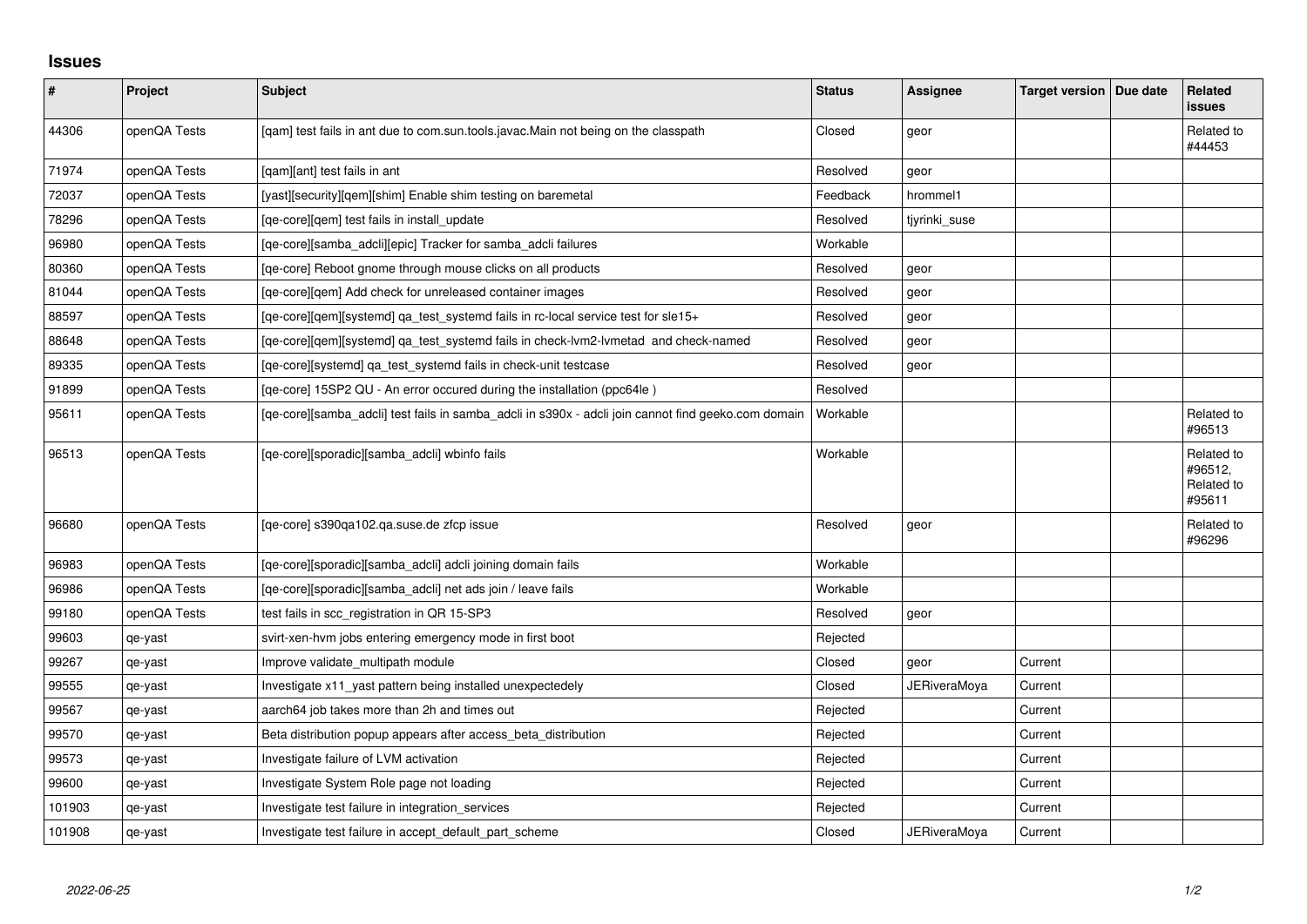# Issues

| # | Project | Subject | Status | Assignee | Target version | Due date | Related issues |
|---|---|---|---|---|---|---|---|
| 44306 | openQA Tests | [qam] test fails in ant due to com.sun.tools.javac.Main not being on the classpath | Closed | geor | | | Related to #44453 |
| 71974 | openQA Tests | [qam][ant] test fails in ant | Resolved | geor | | | |
| 72037 | openQA Tests | [yast][security][qem][shim] Enable shim testing on baremetal | Feedback | hrommel1 | | | |
| 78296 | openQA Tests | [qe-core][qem] test fails in install_update | Resolved | tjyrinki_suse | | | |
| 96980 | openQA Tests | [qe-core][samba_adcli][epic] Tracker for samba_adcli failures | Workable | | | | |
| 80360 | openQA Tests | [qe-core] Reboot gnome through mouse clicks on all products | Resolved | geor | | | |
| 81044 | openQA Tests | [qe-core][qem] Add check for unreleased container images | Resolved | geor | | | |
| 88597 | openQA Tests | [qe-core][qem][systemd] qa_test_systemd fails in rc-local service test for sle15+ | Resolved | geor | | | |
| 88648 | openQA Tests | [qe-core][qem][systemd] qa_test_systemd fails in check-lvm2-lvmetad and check-named | Resolved | geor | | | |
| 89335 | openQA Tests | [qe-core][systemd] qa_test_systemd fails in check-unit testcase | Resolved | geor | | | |
| 91899 | openQA Tests | [qe-core] 15SP2 QU - An error occured during the installation (ppc64le ) | Resolved | | | | |
| 95611 | openQA Tests | [qe-core][samba_adcli] test fails in samba_adcli in s390x - adcli join cannot find geeko.com domain | Workable | | | | Related to #96513 |
| 96513 | openQA Tests | [qe-core][sporadic][samba_adcli] wbinfo fails | Workable | | | | Related to #96512, Related to #95611 |
| 96680 | openQA Tests | [qe-core] s390qa102.qa.suse.de zfcp issue | Resolved | geor | | | Related to #96296 |
| 96983 | openQA Tests | [qe-core][sporadic][samba_adcli] adcli joining domain fails | Workable | | | | |
| 96986 | openQA Tests | [qe-core][sporadic][samba_adcli] net ads join / leave fails | Workable | | | | |
| 99180 | openQA Tests | test fails in scc_registration in QR 15-SP3 | Resolved | geor | | | |
| 99603 | qe-yast | svirt-xen-hvm jobs entering emergency mode in first boot | Rejected | | | | |
| 99267 | qe-yast | Improve validate_multipath module | Closed | geor | Current | | |
| 99555 | qe-yast | Investigate x11_yast pattern being installed unexpectedely | Closed | JERiveraMoya | Current | | |
| 99567 | qe-yast | aarch64 job takes more than 2h and times out | Rejected | | Current | | |
| 99570 | qe-yast | Beta distribution popup appears after access_beta_distribution | Rejected | | Current | | |
| 99573 | qe-yast | Investigate failure of LVM activation | Rejected | | Current | | |
| 99600 | qe-yast | Investigate System Role page not loading | Rejected | | Current | | |
| 101903 | qe-yast | Investigate test failure in integration_services | Rejected | | Current | | |
| 101908 | qe-yast | Investigate test failure in accept_default_part_scheme | Closed | JERiveraMoya | Current | | |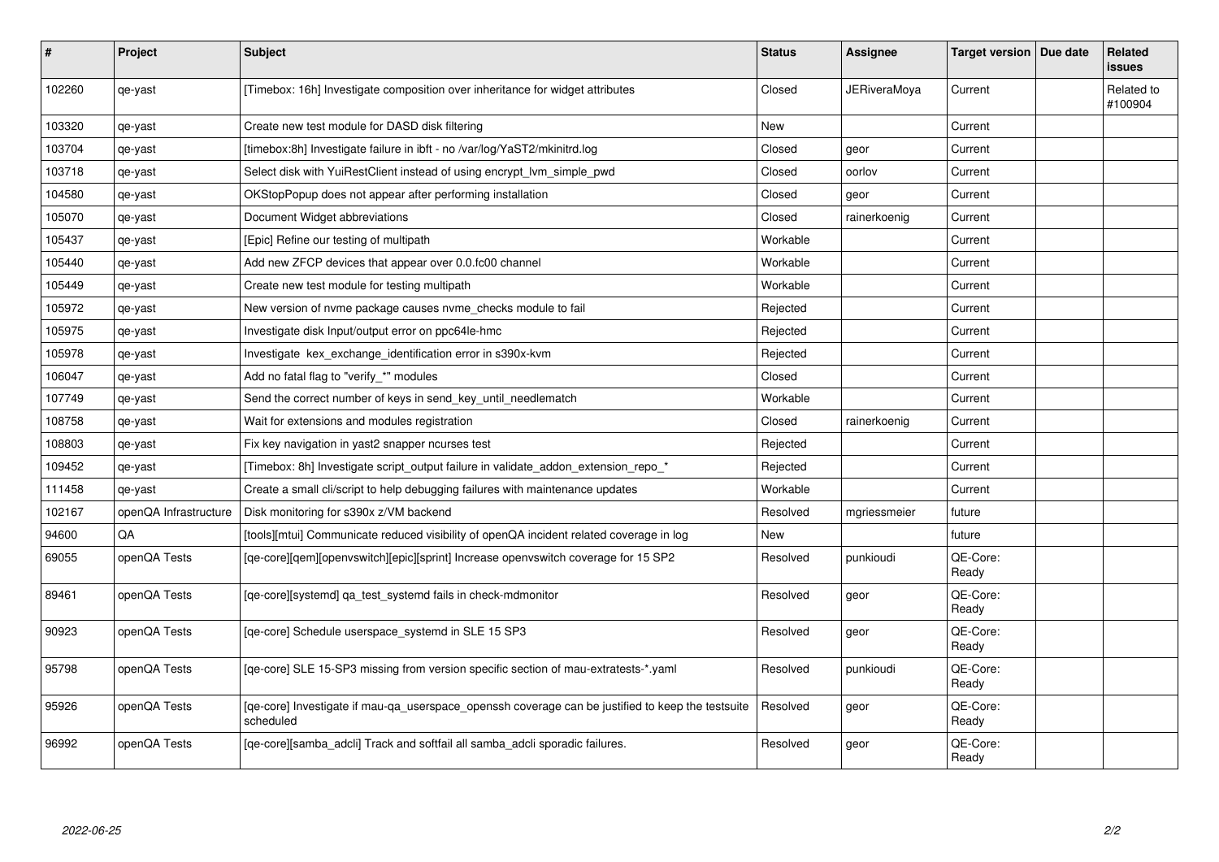| # | Project | Subject | Status | Assignee | Target version | Due date | Related issues |
|---|---|---|---|---|---|---|---|
| 102260 | qe-yast | [Timebox: 16h] Investigate composition over inheritance for widget attributes | Closed | JERiveraMoya | Current | | Related to #100904 |
| 103320 | qe-yast | Create new test module for DASD disk filtering | New | | Current | | |
| 103704 | qe-yast | [timebox:8h] Investigate failure in ibft - no /var/log/YaST2/mkinitrd.log | Closed | geor | Current | | |
| 103718 | qe-yast | Select disk with YuiRestClient instead of using encrypt_lvm_simple_pwd | Closed | oorlov | Current | | |
| 104580 | qe-yast | OKStopPopup does not appear after performing installation | Closed | geor | Current | | |
| 105070 | qe-yast | Document Widget abbreviations | Closed | rainerkoenig | Current | | |
| 105437 | qe-yast | [Epic] Refine our testing of multipath | Workable | | Current | | |
| 105440 | qe-yast | Add new ZFCP devices that appear over 0.0.fc00 channel | Workable | | Current | | |
| 105449 | qe-yast | Create new test module for testing multipath | Workable | | Current | | |
| 105972 | qe-yast | New version of nvme package causes nvme_checks module to fail | Rejected | | Current | | |
| 105975 | qe-yast | Investigate disk Input/output error on ppc64le-hmc | Rejected | | Current | | |
| 105978 | qe-yast | Investigate kex_exchange_identification error in s390x-kvm | Rejected | | Current | | |
| 106047 | qe-yast | Add no fatal flag to "verify_*" modules | Closed | | Current | | |
| 107749 | qe-yast | Send the correct number of keys in send_key_until_needlematch | Workable | | Current | | |
| 108758 | qe-yast | Wait for extensions and modules registration | Closed | rainerkoenig | Current | | |
| 108803 | qe-yast | Fix key navigation in yast2 snapper ncurses test | Rejected | | Current | | |
| 109452 | qe-yast | [Timebox: 8h] Investigate script_output failure in validate_addon_extension_repo_* | Rejected | | Current | | |
| 111458 | qe-yast | Create a small cli/script to help debugging failures with maintenance updates | Workable | | Current | | |
| 102167 | openQA Infrastructure | Disk monitoring for s390x z/VM backend | Resolved | mgriessmeier | future | | |
| 94600 | QA | [tools][mtui] Communicate reduced visibility of openQA incident related coverage in log | New | | future | | |
| 69055 | openQA Tests | [qe-core][qem][openvswitch][epic][sprint] Increase openvswitch coverage for 15 SP2 | Resolved | punkioudi | QE-Core: Ready | | |
| 89461 | openQA Tests | [qe-core][systemd] qa_test_systemd fails in check-mdmonitor | Resolved | geor | QE-Core: Ready | | |
| 90923 | openQA Tests | [qe-core] Schedule userspace_systemd in SLE 15 SP3 | Resolved | geor | QE-Core: Ready | | |
| 95798 | openQA Tests | [qe-core] SLE 15-SP3 missing from version specific section of mau-extratests-*.yaml | Resolved | punkioudi | QE-Core: Ready | | |
| 95926 | openQA Tests | [qe-core] Investigate if mau-qa_userspace_openssh coverage can be justified to keep the testsuite scheduled | Resolved | geor | QE-Core: Ready | | |
| 96992 | openQA Tests | [qe-core][samba_adcli] Track and softfail all samba_adcli sporadic failures. | Resolved | geor | QE-Core: Ready | | |